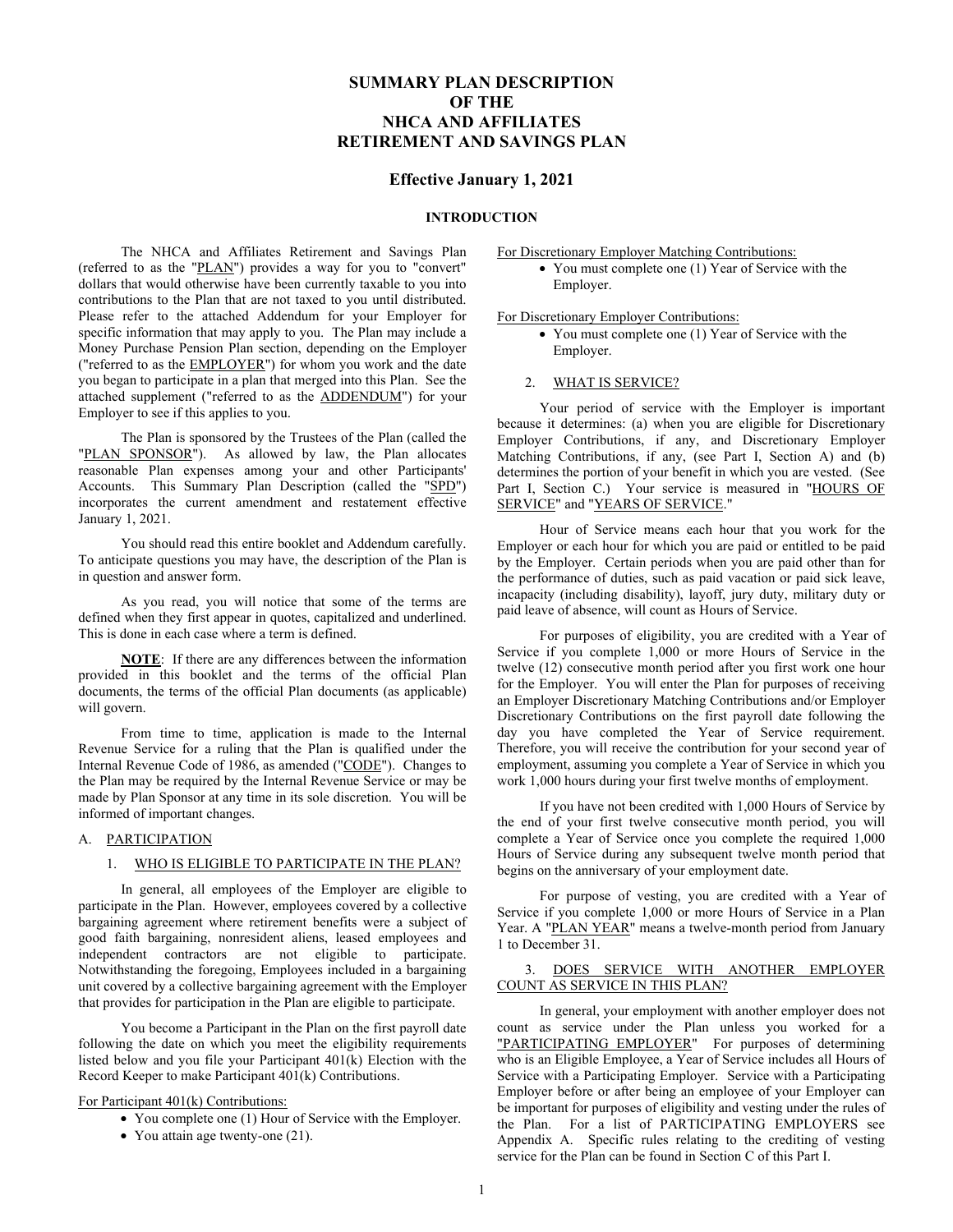# SUMMARY PLAN DESCRIPTION OF THE NHCA AND AFFILIATES RETIREMENT AND SAVINGS PLAN

## Effective January 1, 2021

### INTRODUCTION

The NHCA and Affiliates Retirement and Savings Plan (referred to as the "<u>PLAN</u>") provides a way for you to "convert" dollars that would otherwise have been currently taxable to you into contributions to the Plan that are not taxed to you until distributed. Please refer to the attached Addendum for your Employer for specific information that may apply to you. The Plan may include a Money Purchase Pension Plan section, depending on the Employer ("referred to as the <u>EMPLOYER</u>") for whom you work and the date you began to participate in a plan that merged into this Plan. See the attached supplement ("referred to as the <u>ADDENDUM</u>") for your Employer to see if this applies to you.

The Plan is sponsored by the Trustees of the Plan (called the "<u>PLAN SPONSOR</u>"). As allowed by law, the Plan allocates reasonable Plan expenses among your and other Participants' Accounts. This Summary Plan Description (called the "<u>SPD</u>") incorporates the current amendment and restatement effective January 1, 2021.

You should read this entire booklet and Addendum carefully. To anticipate questions you may have, the description of the Plan is in question and answer form.

As you read, you will notice that some of the terms are defined when they first appear in quotes, capitalized and underlined. This is done in each case where a term is defined.

**<u>NOTE</u>**: If there are any differences between the information provided in this booklet and the terms of the official Plan documents, the terms of the official Plan documents (as applicable) will govern.

From time to time, application is made to the Internal Revenue Service for a ruling that the Plan is qualified under the Internal Revenue Code of 1986, as amended ("<u>CODE</u>"). Changes to the Plan may be required by the Internal Revenue Service or may be made by Plan Sponsor at any time in its sole discretion. You will be informed of important changes.

## A. <u>PARTICIPATION</u>

### 1. <u>WHO IS ELIGIBLE TO PARTICIPATE IN THE PLAN?</u>

In general, all employees of the Employer are eligible to participate in the Plan. However, employees covered by a collective bargaining agreement where retirement benefits were a subject of good faith bargaining, nonresident aliens, leased employees and independent contractors are not eligible to participate. Notwithstanding the foregoing, Employees included in a bargaining unit covered by a collective bargaining agreement with the Employer that provides for participation in the Plan are eligible to participate.

You become a Participant in the Plan on the first payroll date following the date on which you meet the eligibility requirements listed below and you file your Participant 401(k) Election with the Record Keeper to make Participant 401(k) Contributions.

<u>For Participant 401(k) Contributions:</u>

- You complete one (1) Hour of Service with the Employer.
- You attain age twenty-one (21).

<u>For Discretionary Employer Matching Contributions:</u>

- You must complete one (1) Year of Service with the Employer.

<u>For Discretionary Employer Contributions:</u>

- You must complete one (1) Year of Service with the Employer.

### 2. <u>WHAT IS SERVICE?</u>

Your period of service with the Employer is important because it determines: (a) when you are eligible for Discretionary Employer Contributions, if any, and Discretionary Employer Matching Contributions, if any, (see Part I, Section A) and (b) determines the portion of your benefit in which you are vested. (See Part I, Section C.) Your service is measured in "<u>HOURS OF SERVICE</u>" and "<u>YEARS OF SERVICE</u>."

Hour of Service means each hour that you work for the Employer or each hour for which you are paid or entitled to be paid by the Employer. Certain periods when you are paid other than for the performance of duties, such as paid vacation or paid sick leave, incapacity (including disability), layoff, jury duty, military duty or paid leave of absence, will count as Hours of Service.

For purposes of eligibility, you are credited with a Year of Service if you complete 1,000 or more Hours of Service in the twelve (12) consecutive month period after you first work one hour for the Employer. You will enter the Plan for purposes of receiving an Employer Discretionary Matching Contributions and/or Employer Discretionary Contributions on the first payroll date following the day you have completed the Year of Service requirement. Therefore, you will receive the contribution for your second year of employment, assuming you complete a Year of Service in which you work 1,000 hours during your first twelve months of employment.

If you have not been credited with 1,000 Hours of Service by the end of your first twelve consecutive month period, you will complete a Year of Service once you complete the required 1,000 Hours of Service during any subsequent twelve month period that begins on the anniversary of your employment date.

For purpose of vesting, you are credited with a Year of Service if you complete 1,000 or more Hours of Service in a Plan Year. A "<u>PLAN YEAR</u>" means a twelve-month period from January 1 to December 31.

### 3. <u>DOES SERVICE WITH ANOTHER EMPLOYER COUNT AS SERVICE IN THIS PLAN?</u>

In general, your employment with another employer does not count as service under the Plan unless you worked for a "<u>PARTICIPATING EMPLOYER</u>" For purposes of determining who is an Eligible Employee, a Year of Service includes all Hours of Service with a Participating Employer. Service with a Participating Employer before or after being an employee of your Employer can be important for purposes of eligibility and vesting under the rules of the Plan. For a list of PARTICIPATING EMPLOYERS see Appendix A. Specific rules relating to the crediting of vesting service for the Plan can be found in Section C of this Part I.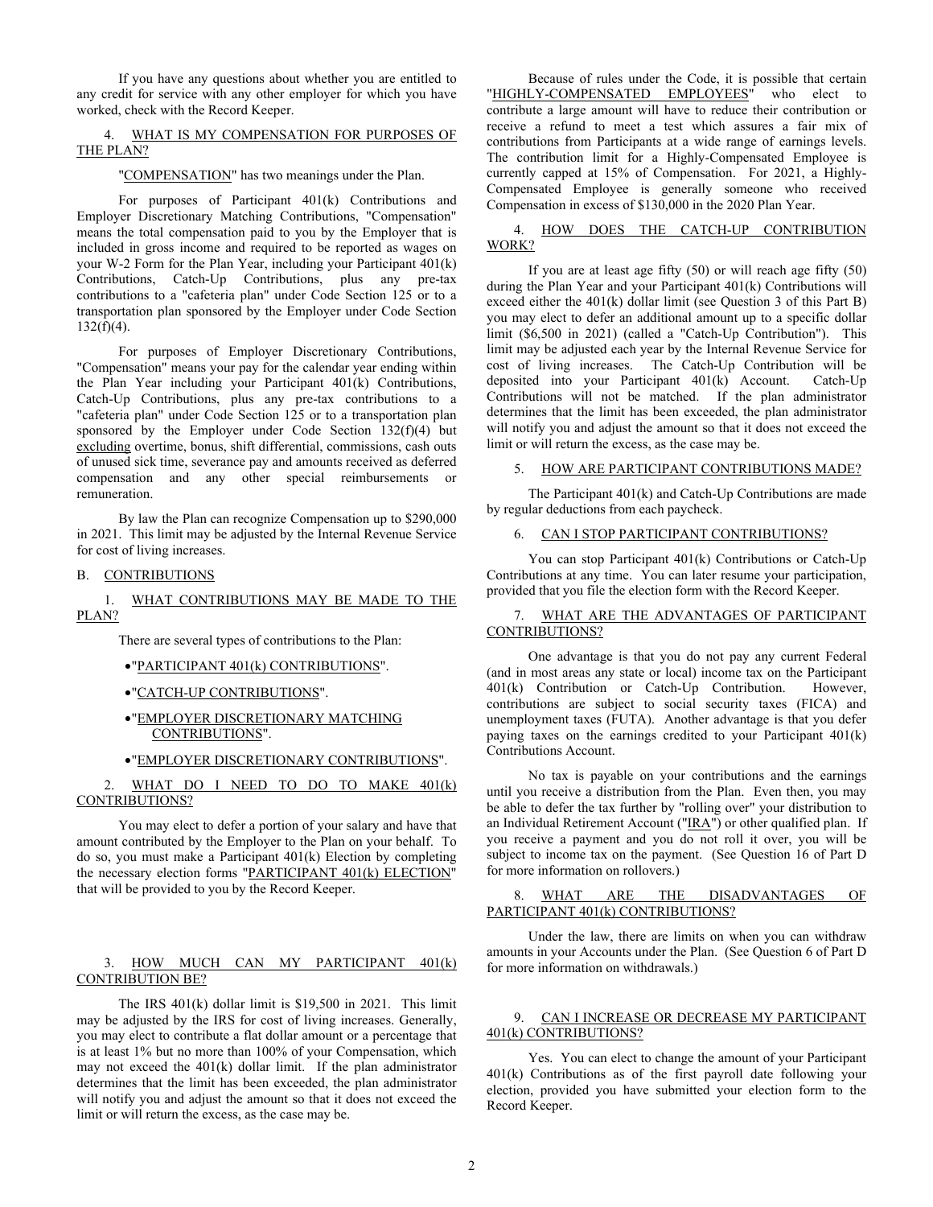If you have any questions about whether you are entitled to any credit for service with any other employer for which you have worked, check with the Record Keeper.

### 4. WHAT IS MY COMPENSATION FOR PURPOSES OF THE PLAN?

"COMPENSATION" has two meanings under the Plan.

For purposes of Participant 401(k) Contributions and Employer Discretionary Matching Contributions, "Compensation" means the total compensation paid to you by the Employer that is included in gross income and required to be reported as wages on your W-2 Form for the Plan Year, including your Participant 401(k) Contributions, Catch-Up Contributions, plus any pre-tax contributions to a "cafeteria plan" under Code Section 125 or to a transportation plan sponsored by the Employer under Code Section 132(f)(4).

For purposes of Employer Discretionary Contributions, "Compensation" means your pay for the calendar year ending within the Plan Year including your Participant 401(k) Contributions, Catch-Up Contributions, plus any pre-tax contributions to a "cafeteria plan" under Code Section 125 or to a transportation plan sponsored by the Employer under Code Section 132(f)(4) but excluding overtime, bonus, shift differential, commissions, cash outs of unused sick time, severance pay and amounts received as deferred compensation and any other special reimbursements or remuneration.

By law the Plan can recognize Compensation up to $290,000 in 2021. This limit may be adjusted by the Internal Revenue Service for cost of living increases.

## B. CONTRIBUTIONS

### 1. WHAT CONTRIBUTIONS MAY BE MADE TO THE PLAN?

There are several types of contributions to the Plan:

- "PARTICIPANT 401(k) CONTRIBUTIONS".
- "CATCH-UP CONTRIBUTIONS".
- "EMPLOYER DISCRETIONARY MATCHING CONTRIBUTIONS".
- "EMPLOYER DISCRETIONARY CONTRIBUTIONS".

### 2. WHAT DO I NEED TO DO TO MAKE 401(k) CONTRIBUTIONS?

You may elect to defer a portion of your salary and have that amount contributed by the Employer to the Plan on your behalf. To do so, you must make a Participant 401(k) Election by completing the necessary election forms "PARTICIPANT 401(k) ELECTION" that will be provided to you by the Record Keeper.

### 3. HOW MUCH CAN MY PARTICIPANT 401(k) CONTRIBUTION BE?

The IRS 401(k) dollar limit is $19,500 in 2021. This limit may be adjusted by the IRS for cost of living increases. Generally, you may elect to contribute a flat dollar amount or a percentage that is at least 1% but no more than 100% of your Compensation, which may not exceed the 401(k) dollar limit. If the plan administrator determines that the limit has been exceeded, the plan administrator will notify you and adjust the amount so that it does not exceed the limit or will return the excess, as the case may be.

Because of rules under the Code, it is possible that certain "HIGHLY-COMPENSATED EMPLOYEES" who elect to contribute a large amount will have to reduce their contribution or receive a refund to meet a test which assures a fair mix of contributions from Participants at a wide range of earnings levels. The contribution limit for a Highly-Compensated Employee is currently capped at 15% of Compensation. For 2021, a Highly-Compensated Employee is generally someone who received Compensation in excess of $130,000 in the 2020 Plan Year.

### 4. HOW DOES THE CATCH-UP CONTRIBUTION WORK?

If you are at least age fifty (50) or will reach age fifty (50) during the Plan Year and your Participant 401(k) Contributions will exceed either the 401(k) dollar limit (see Question 3 of this Part B) you may elect to defer an additional amount up to a specific dollar limit ($6,500 in 2021) (called a "Catch-Up Contribution"). This limit may be adjusted each year by the Internal Revenue Service for cost of living increases. The Catch-Up Contribution will be deposited into your Participant 401(k) Account. Catch-Up Contributions will not be matched. If the plan administrator determines that the limit has been exceeded, the plan administrator will notify you and adjust the amount so that it does not exceed the limit or will return the excess, as the case may be.

### 5. HOW ARE PARTICIPANT CONTRIBUTIONS MADE?

The Participant 401(k) and Catch-Up Contributions are made by regular deductions from each paycheck.

### 6. CAN I STOP PARTICIPANT CONTRIBUTIONS?

You can stop Participant 401(k) Contributions or Catch-Up Contributions at any time. You can later resume your participation, provided that you file the election form with the Record Keeper.

### 7. WHAT ARE THE ADVANTAGES OF PARTICIPANT CONTRIBUTIONS?

One advantage is that you do not pay any current Federal (and in most areas any state or local) income tax on the Participant 401(k) Contribution or Catch-Up Contribution. However, contributions are subject to social security taxes (FICA) and unemployment taxes (FUTA). Another advantage is that you defer paying taxes on the earnings credited to your Participant 401(k) Contributions Account.

No tax is payable on your contributions and the earnings until you receive a distribution from the Plan. Even then, you may be able to defer the tax further by "rolling over" your distribution to an Individual Retirement Account ("IRA") or other qualified plan. If you receive a payment and you do not roll it over, you will be subject to income tax on the payment. (See Question 16 of Part D for more information on rollovers.)

### 8. WHAT ARE THE DISADVANTAGES OF PARTICIPANT 401(k) CONTRIBUTIONS?

Under the law, there are limits on when you can withdraw amounts in your Accounts under the Plan. (See Question 6 of Part D for more information on withdrawals.)

### 9. CAN I INCREASE OR DECREASE MY PARTICIPANT 401(k) CONTRIBUTIONS?

Yes. You can elect to change the amount of your Participant 401(k) Contributions as of the first payroll date following your election, provided you have submitted your election form to the Record Keeper.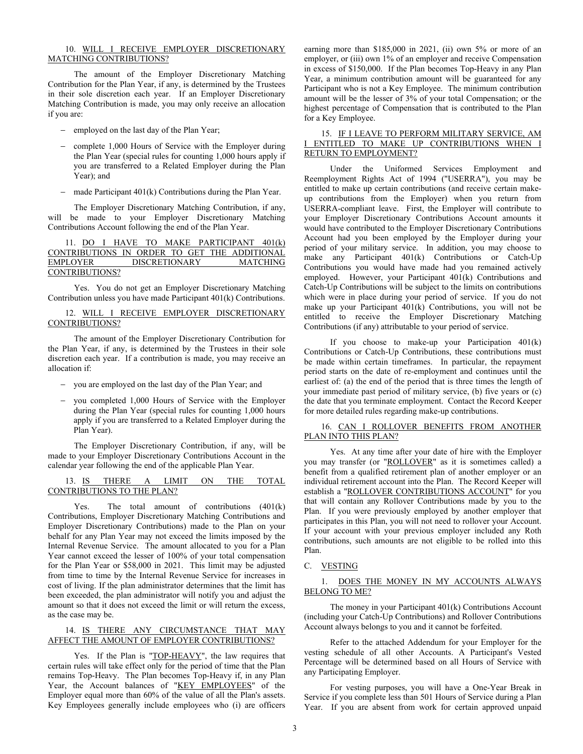10. WILL I RECEIVE EMPLOYER DISCRETIONARY MATCHING CONTRIBUTIONS?

The amount of the Employer Discretionary Matching Contribution for the Plan Year, if any, is determined by the Trustees in their sole discretion each year. If an Employer Discretionary Matching Contribution is made, you may only receive an allocation if you are:

- employed on the last day of the Plan Year;
- complete 1,000 Hours of Service with the Employer during the Plan Year (special rules for counting 1,000 hours apply if you are transferred to a Related Employer during the Plan Year); and
- made Participant 401(k) Contributions during the Plan Year.

The Employer Discretionary Matching Contribution, if any, will be made to your Employer Discretionary Matching Contributions Account following the end of the Plan Year.

11. DO I HAVE TO MAKE PARTICIPANT 401(k) CONTRIBUTIONS IN ORDER TO GET THE ADDITIONAL EMPLOYER DISCRETIONARY MATCHING CONTRIBUTIONS?

Yes. You do not get an Employer Discretionary Matching Contribution unless you have made Participant 401(k) Contributions.

12. WILL I RECEIVE EMPLOYER DISCRETIONARY CONTRIBUTIONS?

The amount of the Employer Discretionary Contribution for the Plan Year, if any, is determined by the Trustees in their sole discretion each year. If a contribution is made, you may receive an allocation if:

- you are employed on the last day of the Plan Year; and
- you completed 1,000 Hours of Service with the Employer during the Plan Year (special rules for counting 1,000 hours apply if you are transferred to a Related Employer during the Plan Year).

The Employer Discretionary Contribution, if any, will be made to your Employer Discretionary Contributions Account in the calendar year following the end of the applicable Plan Year.

13. IS THERE A LIMIT ON THE TOTAL CONTRIBUTIONS TO THE PLAN?

Yes. The total amount of contributions (401(k) Contributions, Employer Discretionary Matching Contributions and Employer Discretionary Contributions) made to the Plan on your behalf for any Plan Year may not exceed the limits imposed by the Internal Revenue Service. The amount allocated to you for a Plan Year cannot exceed the lesser of 100% of your total compensation for the Plan Year or $58,000 in 2021. This limit may be adjusted from time to time by the Internal Revenue Service for increases in cost of living. If the plan administrator determines that the limit has been exceeded, the plan administrator will notify you and adjust the amount so that it does not exceed the limit or will return the excess, as the case may be.

14. IS THERE ANY CIRCUMSTANCE THAT MAY AFFECT THE AMOUNT OF EMPLOYER CONTRIBUTIONS?

Yes. If the Plan is "TOP-HEAVY", the law requires that certain rules will take effect only for the period of time that the Plan remains Top-Heavy. The Plan becomes Top-Heavy if, in any Plan Year, the Account balances of "KEY EMPLOYEES" of the Employer equal more than 60% of the value of all the Plan's assets. Key Employees generally include employees who (i) are officers earning more than $185,000 in 2021, (ii) own 5% or more of an employer, or (iii) own 1% of an employer and receive Compensation in excess of $150,000. If the Plan becomes Top-Heavy in any Plan Year, a minimum contribution amount will be guaranteed for any Participant who is not a Key Employee. The minimum contribution amount will be the lesser of 3% of your total Compensation; or the highest percentage of Compensation that is contributed to the Plan for a Key Employee.

15. IF I LEAVE TO PERFORM MILITARY SERVICE, AM I ENTITLED TO MAKE UP CONTRIBUTIONS WHEN I RETURN TO EMPLOYMENT?

Under the Uniformed Services Employment and Reemployment Rights Act of 1994 ("USERRA"), you may be entitled to make up certain contributions (and receive certain make-up contributions from the Employer) when you return from USERRA-compliant leave. First, the Employer will contribute to your Employer Discretionary Contributions Account amounts it would have contributed to the Employer Discretionary Contributions Account had you been employed by the Employer during your period of your military service. In addition, you may choose to make any Participant 401(k) Contributions or Catch-Up Contributions you would have made had you remained actively employed. However, your Participant 401(k) Contributions and Catch-Up Contributions will be subject to the limits on contributions which were in place during your period of service. If you do not make up your Participant 401(k) Contributions, you will not be entitled to receive the Employer Discretionary Matching Contributions (if any) attributable to your period of service.

If you choose to make-up your Participation 401(k) Contributions or Catch-Up Contributions, these contributions must be made within certain timeframes. In particular, the repayment period starts on the date of re-employment and continues until the earliest of: (a) the end of the period that is three times the length of your immediate past period of military service, (b) five years or (c) the date that you terminate employment. Contact the Record Keeper for more detailed rules regarding make-up contributions.

16. CAN I ROLLOVER BENEFITS FROM ANOTHER PLAN INTO THIS PLAN?

Yes. At any time after your date of hire with the Employer you may transfer (or "ROLLOVER" as it is sometimes called) a benefit from a qualified retirement plan of another employer or an individual retirement account into the Plan. The Record Keeper will establish a "ROLLOVER CONTRIBUTIONS ACCOUNT" for you that will contain any Rollover Contributions made by you to the Plan. If you were previously employed by another employer that participates in this Plan, you will not need to rollover your Account. If your account with your previous employer included any Roth contributions, such amounts are not eligible to be rolled into this Plan.

C. VESTING

1. DOES THE MONEY IN MY ACCOUNTS ALWAYS BELONG TO ME?

The money in your Participant 401(k) Contributions Account (including your Catch-Up Contributions) and Rollover Contributions Account always belongs to you and it cannot be forfeited.

Refer to the attached Addendum for your Employer for the vesting schedule of all other Accounts. A Participant's Vested Percentage will be determined based on all Hours of Service with any Participating Employer.

For vesting purposes, you will have a One-Year Break in Service if you complete less than 501 Hours of Service during a Plan Year. If you are absent from work for certain approved unpaid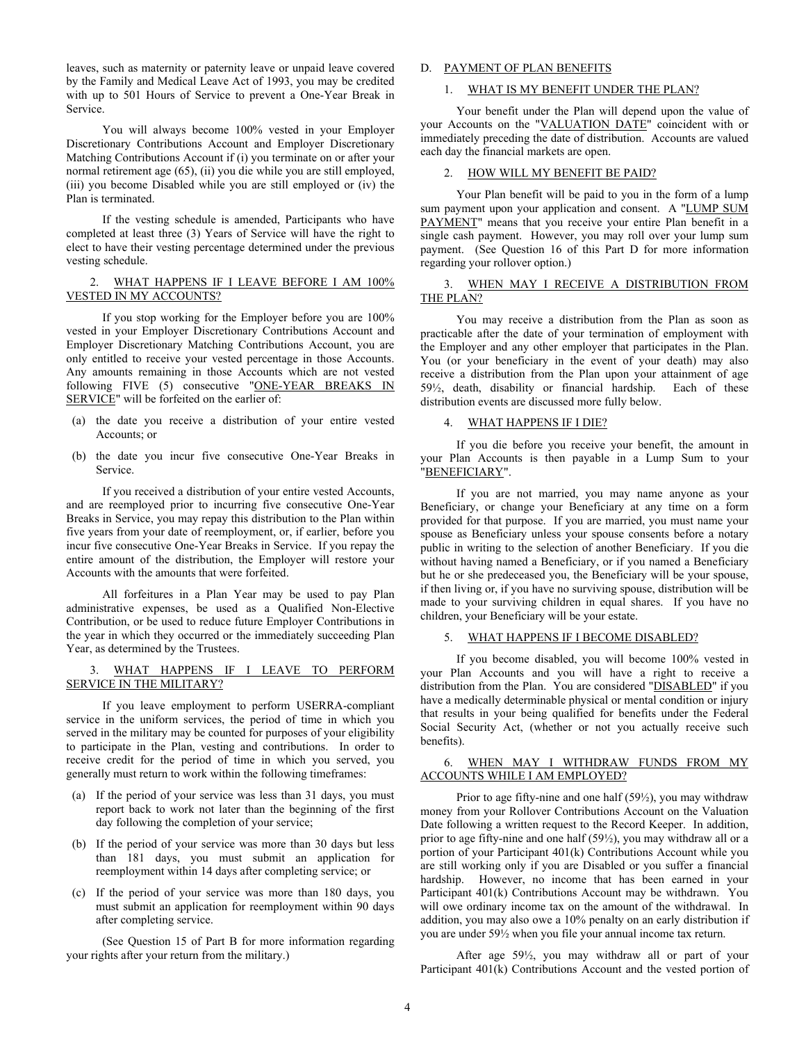leaves, such as maternity or paternity leave or unpaid leave covered by the Family and Medical Leave Act of 1993, you may be credited with up to 501 Hours of Service to prevent a One-Year Break in Service.

You will always become 100% vested in your Employer Discretionary Contributions Account and Employer Discretionary Matching Contributions Account if (i) you terminate on or after your normal retirement age (65), (ii) you die while you are still employed, (iii) you become Disabled while you are still employed or (iv) the Plan is terminated.

If the vesting schedule is amended, Participants who have completed at least three (3) Years of Service will have the right to elect to have their vesting percentage determined under the previous vesting schedule.

### 2. WHAT HAPPENS IF I LEAVE BEFORE I AM 100% VESTED IN MY ACCOUNTS?

If you stop working for the Employer before you are 100% vested in your Employer Discretionary Contributions Account and Employer Discretionary Matching Contributions Account, you are only entitled to receive your vested percentage in those Accounts. Any amounts remaining in those Accounts which are not vested following FIVE (5) consecutive "ONE-YEAR BREAKS IN SERVICE" will be forfeited on the earlier of:

(a) the date you receive a distribution of your entire vested Accounts; or

(b) the date you incur five consecutive One-Year Breaks in Service.

If you received a distribution of your entire vested Accounts, and are reemployed prior to incurring five consecutive One-Year Breaks in Service, you may repay this distribution to the Plan within five years from your date of reemployment, or, if earlier, before you incur five consecutive One-Year Breaks in Service. If you repay the entire amount of the distribution, the Employer will restore your Accounts with the amounts that were forfeited.

All forfeitures in a Plan Year may be used to pay Plan administrative expenses, be used as a Qualified Non-Elective Contribution, or be used to reduce future Employer Contributions in the year in which they occurred or the immediately succeeding Plan Year, as determined by the Trustees.

### 3. WHAT HAPPENS IF I LEAVE TO PERFORM SERVICE IN THE MILITARY?

If you leave employment to perform USERRA-compliant service in the uniform services, the period of time in which you served in the military may be counted for purposes of your eligibility to participate in the Plan, vesting and contributions. In order to receive credit for the period of time in which you served, you generally must return to work within the following timeframes:

(a) If the period of your service was less than 31 days, you must report back to work not later than the beginning of the first day following the completion of your service;

(b) If the period of your service was more than 30 days but less than 181 days, you must submit an application for reemployment within 14 days after completing service; or

(c) If the period of your service was more than 180 days, you must submit an application for reemployment within 90 days after completing service.

(See Question 15 of Part B for more information regarding your rights after your return from the military.)

## D. PAYMENT OF PLAN BENEFITS

### 1. WHAT IS MY BENEFIT UNDER THE PLAN?

Your benefit under the Plan will depend upon the value of your Accounts on the "VALUATION DATE" coincident with or immediately preceding the date of distribution. Accounts are valued each day the financial markets are open.

### 2. HOW WILL MY BENEFIT BE PAID?

Your Plan benefit will be paid to you in the form of a lump sum payment upon your application and consent. A "LUMP SUM PAYMENT" means that you receive your entire Plan benefit in a single cash payment. However, you may roll over your lump sum payment. (See Question 16 of this Part D for more information regarding your rollover option.)

### 3. WHEN MAY I RECEIVE A DISTRIBUTION FROM THE PLAN?

You may receive a distribution from the Plan as soon as practicable after the date of your termination of employment with the Employer and any other employer that participates in the Plan. You (or your beneficiary in the event of your death) may also receive a distribution from the Plan upon your attainment of age 59½, death, disability or financial hardship. Each of these distribution events are discussed more fully below.

### 4. WHAT HAPPENS IF I DIE?

If you die before you receive your benefit, the amount in your Plan Accounts is then payable in a Lump Sum to your "BENEFICIARY".

If you are not married, you may name anyone as your Beneficiary, or change your Beneficiary at any time on a form provided for that purpose. If you are married, you must name your spouse as Beneficiary unless your spouse consents before a notary public in writing to the selection of another Beneficiary. If you die without having named a Beneficiary, or if you named a Beneficiary but he or she predeceased you, the Beneficiary will be your spouse, if then living or, if you have no surviving spouse, distribution will be made to your surviving children in equal shares. If you have no children, your Beneficiary will be your estate.

### 5. WHAT HAPPENS IF I BECOME DISABLED?

If you become disabled, you will become 100% vested in your Plan Accounts and you will have a right to receive a distribution from the Plan. You are considered "DISABLED" if you have a medically determinable physical or mental condition or injury that results in your being qualified for benefits under the Federal Social Security Act, (whether or not you actually receive such benefits).

### 6. WHEN MAY I WITHDRAW FUNDS FROM MY ACCOUNTS WHILE I AM EMPLOYED?

Prior to age fifty-nine and one half (59½), you may withdraw money from your Rollover Contributions Account on the Valuation Date following a written request to the Record Keeper. In addition, prior to age fifty-nine and one half (59½), you may withdraw all or a portion of your Participant 401(k) Contributions Account while you are still working only if you are Disabled or you suffer a financial hardship. However, no income that has been earned in your Participant 401(k) Contributions Account may be withdrawn. You will owe ordinary income tax on the amount of the withdrawal. In addition, you may also owe a 10% penalty on an early distribution if you are under 59½ when you file your annual income tax return.

After age 59½, you may withdraw all or part of your Participant 401(k) Contributions Account and the vested portion of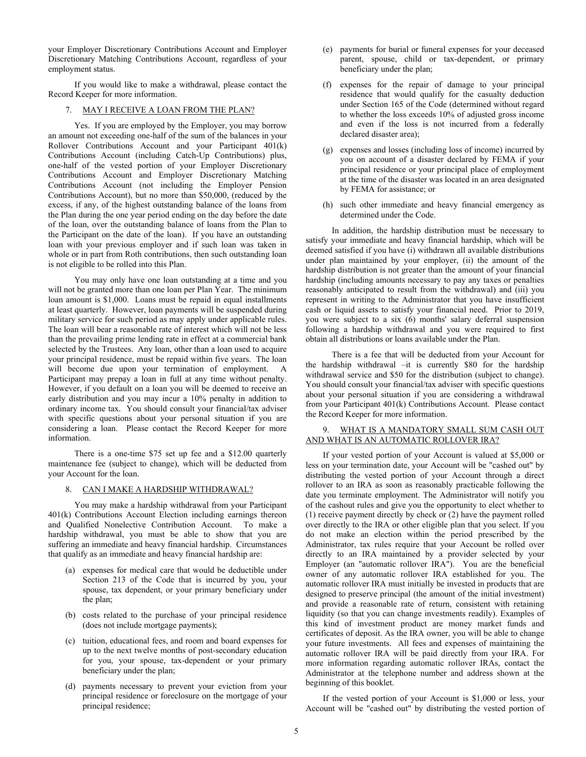your Employer Discretionary Contributions Account and Employer Discretionary Matching Contributions Account, regardless of your employment status.

If you would like to make a withdrawal, please contact the Record Keeper for more information.

### 7. MAY I RECEIVE A LOAN FROM THE PLAN?

Yes. If you are employed by the Employer, you may borrow an amount not exceeding one-half of the sum of the balances in your Rollover Contributions Account and your Participant 401(k) Contributions Account (including Catch-Up Contributions) plus, one-half of the vested portion of your Employer Discretionary Contributions Account and Employer Discretionary Matching Contributions Account (not including the Employer Pension Contributions Account), but no more than $50,000, (reduced by the excess, if any, of the highest outstanding balance of the loans from the Plan during the one year period ending on the day before the date of the loan, over the outstanding balance of loans from the Plan to the Participant on the date of the loan). If you have an outstanding loan with your previous employer and if such loan was taken in whole or in part from Roth contributions, then such outstanding loan is not eligible to be rolled into this Plan.

You may only have one loan outstanding at a time and you will not be granted more than one loan per Plan Year. The minimum loan amount is $1,000. Loans must be repaid in equal installments at least quarterly. However, loan payments will be suspended during military service for such period as may apply under applicable rules. The loan will bear a reasonable rate of interest which will not be less than the prevailing prime lending rate in effect at a commercial bank selected by the Trustees. Any loan, other than a loan used to acquire your principal residence, must be repaid within five years. The loan will become due upon your termination of employment. A Participant may prepay a loan in full at any time without penalty. However, if you default on a loan you will be deemed to receive an early distribution and you may incur a 10% penalty in addition to ordinary income tax. You should consult your financial/tax adviser with specific questions about your personal situation if you are considering a loan. Please contact the Record Keeper for more information.

There is a one-time $75 set up fee and a $12.00 quarterly maintenance fee (subject to change), which will be deducted from your Account for the loan.

### 8. CAN I MAKE A HARDSHIP WITHDRAWAL?

You may make a hardship withdrawal from your Participant 401(k) Contributions Account Election including earnings thereon and Qualified Nonelective Contribution Account. To make a hardship withdrawal, you must be able to show that you are suffering an immediate and heavy financial hardship. Circumstances that qualify as an immediate and heavy financial hardship are:

(a) expenses for medical care that would be deductible under Section 213 of the Code that is incurred by you, your spouse, tax dependent, or your primary beneficiary under the plan;

(b) costs related to the purchase of your principal residence (does not include mortgage payments);

(c) tuition, educational fees, and room and board expenses for up to the next twelve months of post-secondary education for you, your spouse, tax-dependent or your primary beneficiary under the plan;

(d) payments necessary to prevent your eviction from your principal residence or foreclosure on the mortgage of your principal residence;

(e) payments for burial or funeral expenses for your deceased parent, spouse, child or tax-dependent, or primary beneficiary under the plan;

(f) expenses for the repair of damage to your principal residence that would qualify for the casualty deduction under Section 165 of the Code (determined without regard to whether the loss exceeds 10% of adjusted gross income and even if the loss is not incurred from a federally declared disaster area);

(g) expenses and losses (including loss of income) incurred by you on account of a disaster declared by FEMA if your principal residence or your principal place of employment at the time of the disaster was located in an area designated by FEMA for assistance; or

(h) such other immediate and heavy financial emergency as determined under the Code.

In addition, the hardship distribution must be necessary to satisfy your immediate and heavy financial hardship, which will be deemed satisfied if you have (i) withdrawn all available distributions under plan maintained by your employer, (ii) the amount of the hardship distribution is not greater than the amount of your financial hardship (including amounts necessary to pay any taxes or penalties reasonably anticipated to result from the withdrawal) and (iii) you represent in writing to the Administrator that you have insufficient cash or liquid assets to satisfy your financial need. Prior to 2019, you were subject to a six (6) months' salary deferral suspension following a hardship withdrawal and you were required to first obtain all distributions or loans available under the Plan.

There is a fee that will be deducted from your Account for the hardship withdrawal –it is currently $80 for the hardship withdrawal service and $50 for the distribution (subject to change). You should consult your financial/tax adviser with specific questions about your personal situation if you are considering a withdrawal from your Participant 401(k) Contributions Account. Please contact the Record Keeper for more information.

### 9. WHAT IS A MANDATORY SMALL SUM CASH OUT AND WHAT IS AN AUTOMATIC ROLLOVER IRA?

If your vested portion of your Account is valued at $5,000 or less on your termination date, your Account will be "cashed out" by distributing the vested portion of your Account through a direct rollover to an IRA as soon as reasonably practicable following the date you terminate employment. The Administrator will notify you of the cashout rules and give you the opportunity to elect whether to (1) receive payment directly by check or (2) have the payment rolled over directly to the IRA or other eligible plan that you select. If you do not make an election within the period prescribed by the Administrator, tax rules require that your Account be rolled over directly to an IRA maintained by a provider selected by your Employer (an "automatic rollover IRA"). You are the beneficial owner of any automatic rollover IRA established for you. The automatic rollover IRA must initially be invested in products that are designed to preserve principal (the amount of the initial investment) and provide a reasonable rate of return, consistent with retaining liquidity (so that you can change investments readily). Examples of this kind of investment product are money market funds and certificates of deposit. As the IRA owner, you will be able to change your future investments. All fees and expenses of maintaining the automatic rollover IRA will be paid directly from your IRA. For more information regarding automatic rollover IRAs, contact the Administrator at the telephone number and address shown at the beginning of this booklet.

If the vested portion of your Account is $1,000 or less, your Account will be "cashed out" by distributing the vested portion of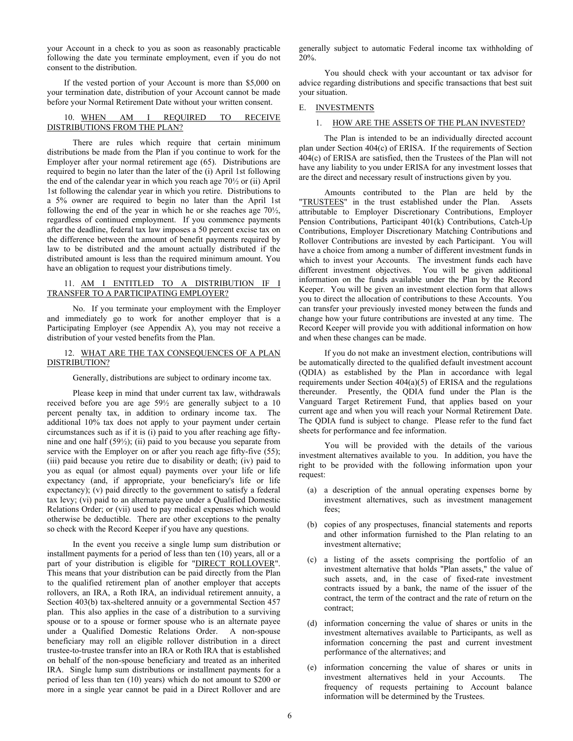your Account in a check to you as soon as reasonably practicable following the date you terminate employment, even if you do not consent to the distribution.

If the vested portion of your Account is more than $5,000 on your termination date, distribution of your Account cannot be made before your Normal Retirement Date without your written consent.

### 10. WHEN AM I REQUIRED TO RECEIVE DISTRIBUTIONS FROM THE PLAN?

There are rules which require that certain minimum distributions be made from the Plan if you continue to work for the Employer after your normal retirement age (65). Distributions are required to begin no later than the later of the (i) April 1st following the end of the calendar year in which you reach age 70½ or (ii) April 1st following the calendar year in which you retire. Distributions to a 5% owner are required to begin no later than the April 1st following the end of the year in which he or she reaches age 70½, regardless of continued employment. If you commence payments after the deadline, federal tax law imposes a 50 percent excise tax on the difference between the amount of benefit payments required by law to be distributed and the amount actually distributed if the distributed amount is less than the required minimum amount. You have an obligation to request your distributions timely.

### 11. AM I ENTITLED TO A DISTRIBUTION IF I TRANSFER TO A PARTICIPATING EMPLOYER?

No. If you terminate your employment with the Employer and immediately go to work for another employer that is a Participating Employer (see Appendix A), you may not receive a distribution of your vested benefits from the Plan.

### 12. WHAT ARE THE TAX CONSEQUENCES OF A PLAN DISTRIBUTION?

Generally, distributions are subject to ordinary income tax.

Please keep in mind that under current tax law, withdrawals received before you are age 59½ are generally subject to a 10 percent penalty tax, in addition to ordinary income tax. The additional 10% tax does not apply to your payment under certain circumstances such as if it is (i) paid to you after reaching age fifty-nine and one half (59½); (ii) paid to you because you separate from service with the Employer on or after you reach age fifty-five (55); (iii) paid because you retire due to disability or death; (iv) paid to you as equal (or almost equal) payments over your life or life expectancy (and, if appropriate, your beneficiary's life or life expectancy); (v) paid directly to the government to satisfy a federal tax levy; (vi) paid to an alternate payee under a Qualified Domestic Relations Order; or (vii) used to pay medical expenses which would otherwise be deductible. There are other exceptions to the penalty so check with the Record Keeper if you have any questions.

In the event you receive a single lump sum distribution or installment payments for a period of less than ten (10) years, all or a part of your distribution is eligible for "DIRECT ROLLOVER". This means that your distribution can be paid directly from the Plan to the qualified retirement plan of another employer that accepts rollovers, an IRA, a Roth IRA, an individual retirement annuity, a Section 403(b) tax-sheltered annuity or a governmental Section 457 plan. This also applies in the case of a distribution to a surviving spouse or to a spouse or former spouse who is an alternate payee under a Qualified Domestic Relations Order. A non-spouse beneficiary may roll an eligible rollover distribution in a direct trustee-to-trustee transfer into an IRA or Roth IRA that is established on behalf of the non-spouse beneficiary and treated as an inherited IRA. Single lump sum distributions or installment payments for a period of less than ten (10) years) which do not amount to $200 or more in a single year cannot be paid in a Direct Rollover and are generally subject to automatic Federal income tax withholding of 20%.

You should check with your accountant or tax advisor for advice regarding distributions and specific transactions that best suit your situation.

## E. INVESTMENTS

### 1. HOW ARE THE ASSETS OF THE PLAN INVESTED?

The Plan is intended to be an individually directed account plan under Section 404(c) of ERISA. If the requirements of Section 404(c) of ERISA are satisfied, then the Trustees of the Plan will not have any liability to you under ERISA for any investment losses that are the direct and necessary result of instructions given by you.

Amounts contributed to the Plan are held by the "TRUSTEES" in the trust established under the Plan. Assets attributable to Employer Discretionary Contributions, Employer Pension Contributions, Participant 401(k) Contributions, Catch-Up Contributions, Employer Discretionary Matching Contributions and Rollover Contributions are invested by each Participant. You will have a choice from among a number of different investment funds in which to invest your Accounts. The investment funds each have different investment objectives. You will be given additional information on the funds available under the Plan by the Record Keeper. You will be given an investment election form that allows you to direct the allocation of contributions to these Accounts. You can transfer your previously invested money between the funds and change how your future contributions are invested at any time. The Record Keeper will provide you with additional information on how and when these changes can be made.

If you do not make an investment election, contributions will be automatically directed to the qualified default investment account (QDIA) as established by the Plan in accordance with legal requirements under Section 404(a)(5) of ERISA and the regulations thereunder. Presently, the QDIA fund under the Plan is the Vanguard Target Retirement Fund, that applies based on your current age and when you will reach your Normal Retirement Date. The QDIA fund is subject to change. Please refer to the fund fact sheets for performance and fee information.

You will be provided with the details of the various investment alternatives available to you. In addition, you have the right to be provided with the following information upon your request:

(a) a description of the annual operating expenses borne by investment alternatives, such as investment management fees;

(b) copies of any prospectuses, financial statements and reports and other information furnished to the Plan relating to an investment alternative;

(c) a listing of the assets comprising the portfolio of an investment alternative that holds "Plan assets," the value of such assets, and, in the case of fixed-rate investment contracts issued by a bank, the name of the issuer of the contract, the term of the contract and the rate of return on the contract;

(d) information concerning the value of shares or units in the investment alternatives available to Participants, as well as information concerning the past and current investment performance of the alternatives; and

(e) information concerning the value of shares or units in investment alternatives held in your Accounts. The frequency of requests pertaining to Account balance information will be determined by the Trustees.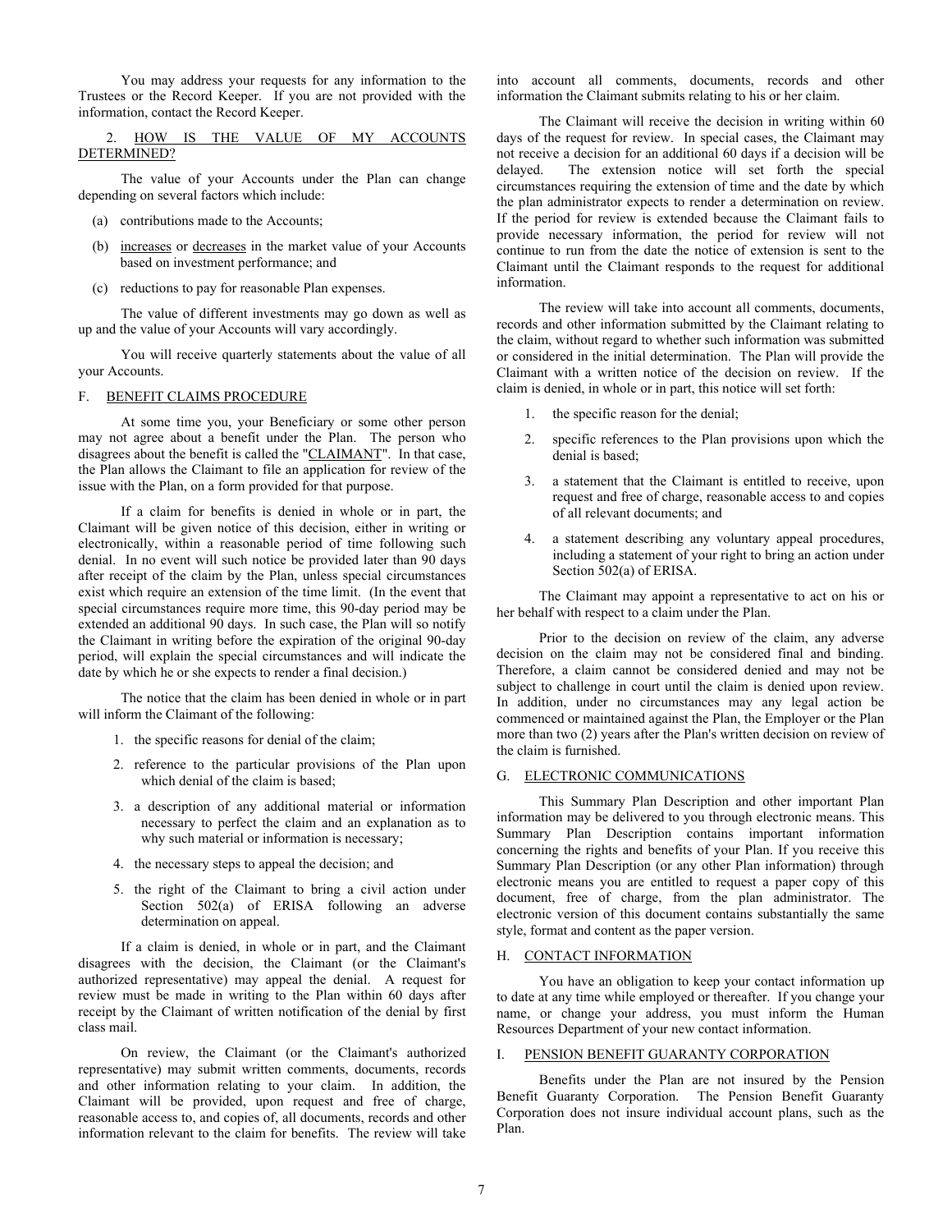You may address your requests for any information to the Trustees or the Record Keeper. If you are not provided with the information, contact the Record Keeper.

2. HOW IS THE VALUE OF MY ACCOUNTS DETERMINED?

The value of your Accounts under the Plan can change depending on several factors which include:

(a) contributions made to the Accounts;

(b) increases or decreases in the market value of your Accounts based on investment performance; and

(c) reductions to pay for reasonable Plan expenses.

The value of different investments may go down as well as up and the value of your Accounts will vary accordingly.

You will receive quarterly statements about the value of all your Accounts.

## F. BENEFIT CLAIMS PROCEDURE

At some time you, your Beneficiary or some other person may not agree about a benefit under the Plan. The person who disagrees about the benefit is called the "CLAIMANT". In that case, the Plan allows the Claimant to file an application for review of the issue with the Plan, on a form provided for that purpose.

If a claim for benefits is denied in whole or in part, the Claimant will be given notice of this decision, either in writing or electronically, within a reasonable period of time following such denial. In no event will such notice be provided later than 90 days after receipt of the claim by the Plan, unless special circumstances exist which require an extension of the time limit. (In the event that special circumstances require more time, this 90-day period may be extended an additional 90 days. In such case, the Plan will so notify the Claimant in writing before the expiration of the original 90-day period, will explain the special circumstances and will indicate the date by which he or she expects to render a final decision.)

The notice that the claim has been denied in whole or in part will inform the Claimant of the following:

1. the specific reasons for denial of the claim;
2. reference to the particular provisions of the Plan upon which denial of the claim is based;
3. a description of any additional material or information necessary to perfect the claim and an explanation as to why such material or information is necessary;
4. the necessary steps to appeal the decision; and
5. the right of the Claimant to bring a civil action under Section 502(a) of ERISA following an adverse determination on appeal.

If a claim is denied, in whole or in part, and the Claimant disagrees with the decision, the Claimant (or the Claimant's authorized representative) may appeal the denial. A request for review must be made in writing to the Plan within 60 days after receipt by the Claimant of written notification of the denial by first class mail.

On review, the Claimant (or the Claimant's authorized representative) may submit written comments, documents, records and other information relating to your claim. In addition, the Claimant will be provided, upon request and free of charge, reasonable access to, and copies of, all documents, records and other information relevant to the claim for benefits. The review will take into account all comments, documents, records and other information the Claimant submits relating to his or her claim.

The Claimant will receive the decision in writing within 60 days of the request for review. In special cases, the Claimant may not receive a decision for an additional 60 days if a decision will be delayed. The extension notice will set forth the special circumstances requiring the extension of time and the date by which the plan administrator expects to render a determination on review. If the period for review is extended because the Claimant fails to provide necessary information, the period for review will not continue to run from the date the notice of extension is sent to the Claimant until the Claimant responds to the request for additional information.

The review will take into account all comments, documents, records and other information submitted by the Claimant relating to the claim, without regard to whether such information was submitted or considered in the initial determination. The Plan will provide the Claimant with a written notice of the decision on review. If the claim is denied, in whole or in part, this notice will set forth:

1. the specific reason for the denial;
2. specific references to the Plan provisions upon which the denial is based;
3. a statement that the Claimant is entitled to receive, upon request and free of charge, reasonable access to and copies of all relevant documents; and
4. a statement describing any voluntary appeal procedures, including a statement of your right to bring an action under Section 502(a) of ERISA.

The Claimant may appoint a representative to act on his or her behalf with respect to a claim under the Plan.

Prior to the decision on review of the claim, any adverse decision on the claim may not be considered final and binding. Therefore, a claim cannot be considered denied and may not be subject to challenge in court until the claim is denied upon review. In addition, under no circumstances may any legal action be commenced or maintained against the Plan, the Employer or the Plan more than two (2) years after the Plan's written decision on review of the claim is furnished.

## G. ELECTRONIC COMMUNICATIONS

This Summary Plan Description and other important Plan information may be delivered to you through electronic means. This Summary Plan Description contains important information concerning the rights and benefits of your Plan. If you receive this Summary Plan Description (or any other Plan information) through electronic means you are entitled to request a paper copy of this document, free of charge, from the plan administrator. The electronic version of this document contains substantially the same style, format and content as the paper version.

## H. CONTACT INFORMATION

You have an obligation to keep your contact information up to date at any time while employed or thereafter. If you change your name, or change your address, you must inform the Human Resources Department of your new contact information.

## I. PENSION BENEFIT GUARANTY CORPORATION

Benefits under the Plan are not insured by the Pension Benefit Guaranty Corporation. The Pension Benefit Guaranty Corporation does not insure individual account plans, such as the Plan.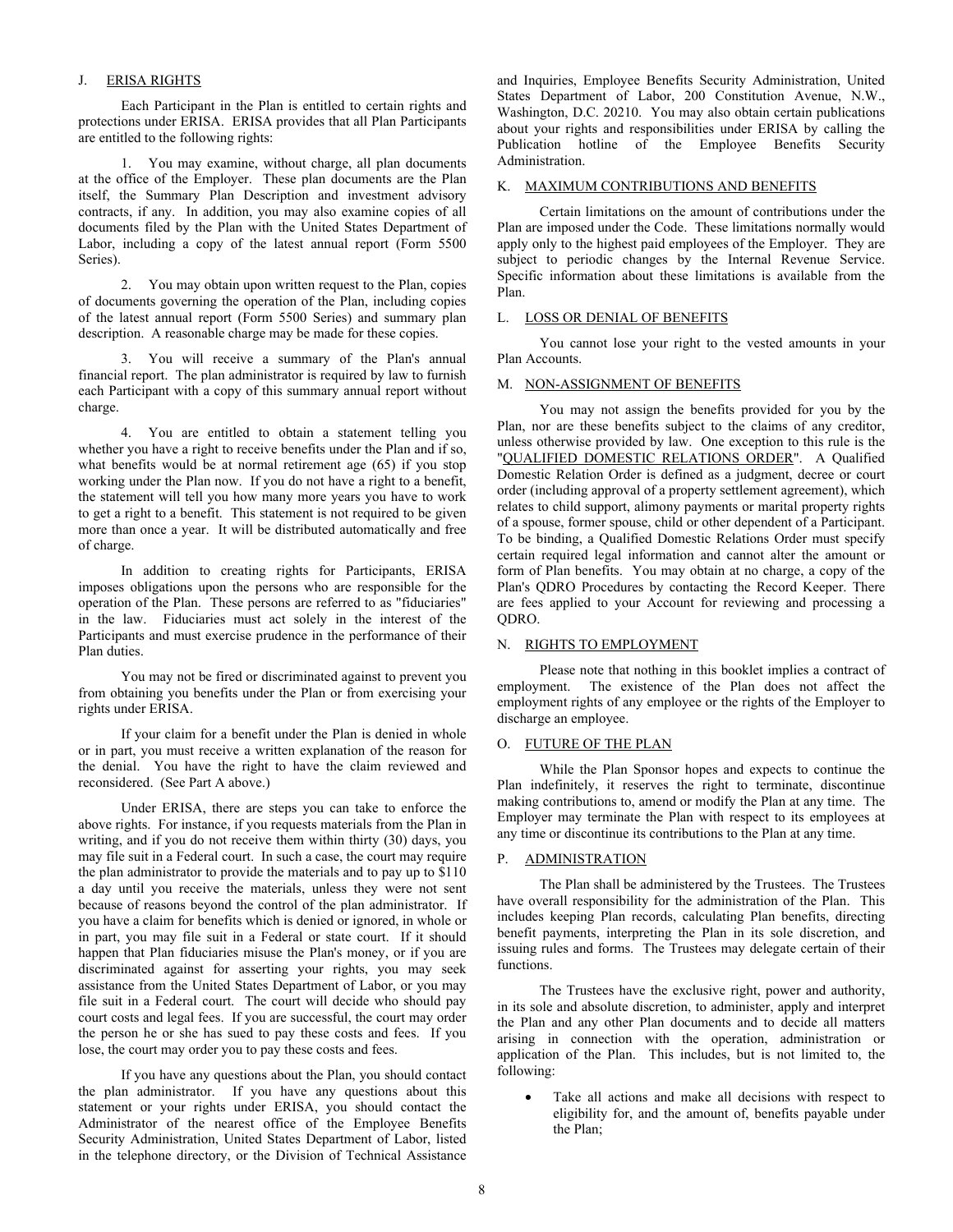## J. ERISA RIGHTS

Each Participant in the Plan is entitled to certain rights and protections under ERISA. ERISA provides that all Plan Participants are entitled to the following rights:

1. You may examine, without charge, all plan documents at the office of the Employer. These plan documents are the Plan itself, the Summary Plan Description and investment advisory contracts, if any. In addition, you may also examine copies of all documents filed by the Plan with the United States Department of Labor, including a copy of the latest annual report (Form 5500 Series).

2. You may obtain upon written request to the Plan, copies of documents governing the operation of the Plan, including copies of the latest annual report (Form 5500 Series) and summary plan description. A reasonable charge may be made for these copies.

3. You will receive a summary of the Plan's annual financial report. The plan administrator is required by law to furnish each Participant with a copy of this summary annual report without charge.

4. You are entitled to obtain a statement telling you whether you have a right to receive benefits under the Plan and if so, what benefits would be at normal retirement age (65) if you stop working under the Plan now. If you do not have a right to a benefit, the statement will tell you how many more years you have to work to get a right to a benefit. This statement is not required to be given more than once a year. It will be distributed automatically and free of charge.

In addition to creating rights for Participants, ERISA imposes obligations upon the persons who are responsible for the operation of the Plan. These persons are referred to as "fiduciaries" in the law. Fiduciaries must act solely in the interest of the Participants and must exercise prudence in the performance of their Plan duties.

You may not be fired or discriminated against to prevent you from obtaining you benefits under the Plan or from exercising your rights under ERISA.

If your claim for a benefit under the Plan is denied in whole or in part, you must receive a written explanation of the reason for the denial. You have the right to have the claim reviewed and reconsidered. (See Part A above.)

Under ERISA, there are steps you can take to enforce the above rights. For instance, if you requests materials from the Plan in writing, and if you do not receive them within thirty (30) days, you may file suit in a Federal court. In such a case, the court may require the plan administrator to provide the materials and to pay up to $110 a day until you receive the materials, unless they were not sent because of reasons beyond the control of the plan administrator. If you have a claim for benefits which is denied or ignored, in whole or in part, you may file suit in a Federal or state court. If it should happen that Plan fiduciaries misuse the Plan's money, or if you are discriminated against for asserting your rights, you may seek assistance from the United States Department of Labor, or you may file suit in a Federal court. The court will decide who should pay court costs and legal fees. If you are successful, the court may order the person he or she has sued to pay these costs and fees. If you lose, the court may order you to pay these costs and fees.

If you have any questions about the Plan, you should contact the plan administrator. If you have any questions about this statement or your rights under ERISA, you should contact the Administrator of the nearest office of the Employee Benefits Security Administration, United States Department of Labor, listed in the telephone directory, or the Division of Technical Assistance and Inquiries, Employee Benefits Security Administration, United States Department of Labor, 200 Constitution Avenue, N.W., Washington, D.C. 20210. You may also obtain certain publications about your rights and responsibilities under ERISA by calling the Publication hotline of the Employee Benefits Security Administration.

## K. MAXIMUM CONTRIBUTIONS AND BENEFITS

Certain limitations on the amount of contributions under the Plan are imposed under the Code. These limitations normally would apply only to the highest paid employees of the Employer. They are subject to periodic changes by the Internal Revenue Service. Specific information about these limitations is available from the Plan.

## L. LOSS OR DENIAL OF BENEFITS

You cannot lose your right to the vested amounts in your Plan Accounts.

## M. NON-ASSIGNMENT OF BENEFITS

You may not assign the benefits provided for you by the Plan, nor are these benefits subject to the claims of any creditor, unless otherwise provided by law. One exception to this rule is the "QUALIFIED DOMESTIC RELATIONS ORDER". A Qualified Domestic Relation Order is defined as a judgment, decree or court order (including approval of a property settlement agreement), which relates to child support, alimony payments or marital property rights of a spouse, former spouse, child or other dependent of a Participant. To be binding, a Qualified Domestic Relations Order must specify certain required legal information and cannot alter the amount or form of Plan benefits. You may obtain at no charge, a copy of the Plan's QDRO Procedures by contacting the Record Keeper. There are fees applied to your Account for reviewing and processing a QDRO.

## N. RIGHTS TO EMPLOYMENT

Please note that nothing in this booklet implies a contract of employment. The existence of the Plan does not affect the employment rights of any employee or the rights of the Employer to discharge an employee.

## O. FUTURE OF THE PLAN

While the Plan Sponsor hopes and expects to continue the Plan indefinitely, it reserves the right to terminate, discontinue making contributions to, amend or modify the Plan at any time. The Employer may terminate the Plan with respect to its employees at any time or discontinue its contributions to the Plan at any time.

## P. ADMINISTRATION

The Plan shall be administered by the Trustees. The Trustees have overall responsibility for the administration of the Plan. This includes keeping Plan records, calculating Plan benefits, directing benefit payments, interpreting the Plan in its sole discretion, and issuing rules and forms. The Trustees may delegate certain of their functions.

The Trustees have the exclusive right, power and authority, in its sole and absolute discretion, to administer, apply and interpret the Plan and any other Plan documents and to decide all matters arising in connection with the operation, administration or application of the Plan. This includes, but is not limited to, the following:

- Take all actions and make all decisions with respect to eligibility for, and the amount of, benefits payable under the Plan;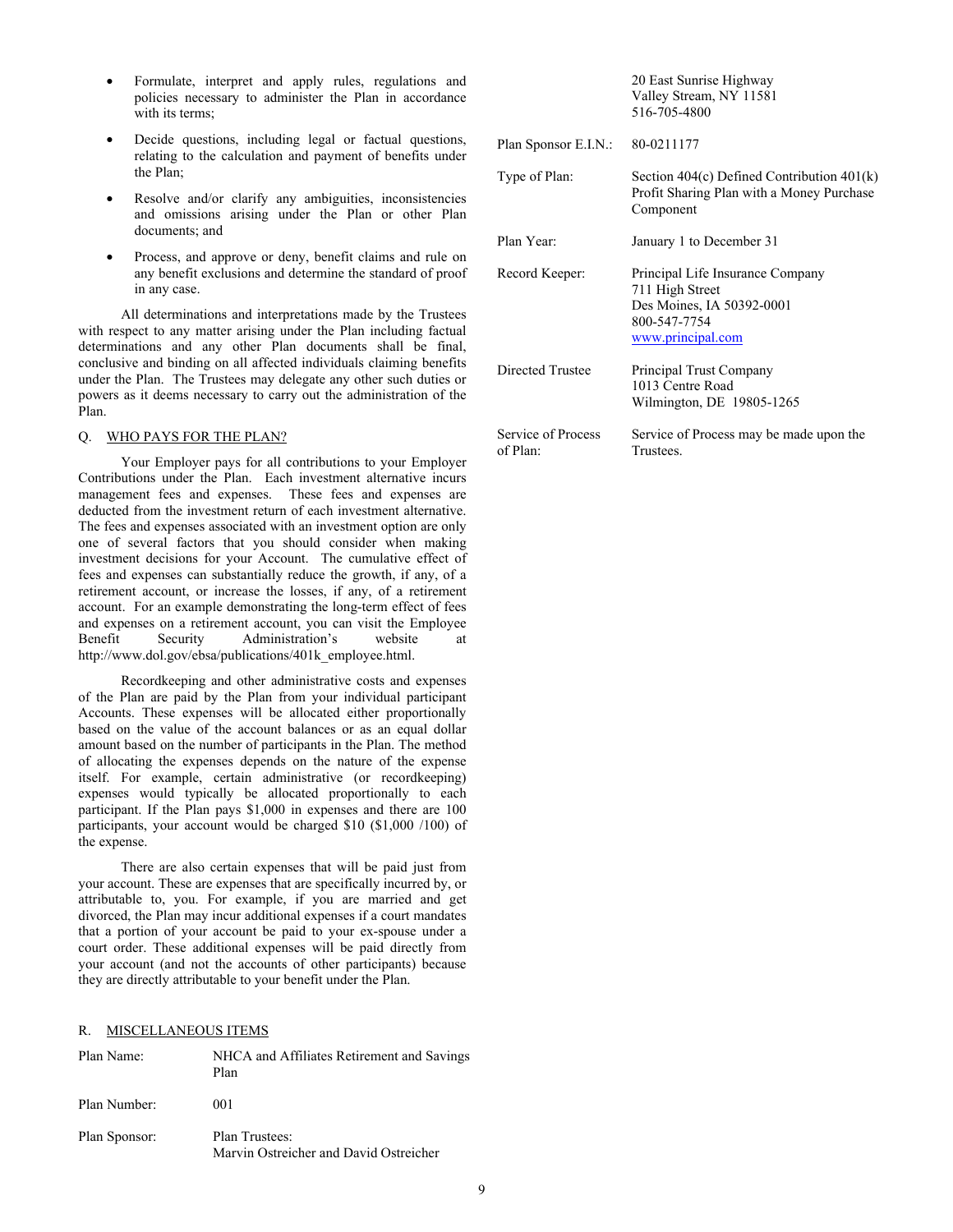- Formulate, interpret and apply rules, regulations and policies necessary to administer the Plan in accordance with its terms;
- Decide questions, including legal or factual questions, relating to the calculation and payment of benefits under the Plan;
- Resolve and/or clarify any ambiguities, inconsistencies and omissions arising under the Plan or other Plan documents; and
- Process, and approve or deny, benefit claims and rule on any benefit exclusions and determine the standard of proof in any case.

All determinations and interpretations made by the Trustees with respect to any matter arising under the Plan including factual determinations and any other Plan documents shall be final, conclusive and binding on all affected individuals claiming benefits under the Plan. The Trustees may delegate any other such duties or powers as it deems necessary to carry out the administration of the Plan.

## Q. WHO PAYS FOR THE PLAN?

Your Employer pays for all contributions to your Employer Contributions under the Plan. Each investment alternative incurs management fees and expenses. These fees and expenses are deducted from the investment return of each investment alternative. The fees and expenses associated with an investment option are only one of several factors that you should consider when making investment decisions for your Account. The cumulative effect of fees and expenses can substantially reduce the growth, if any, of a retirement account, or increase the losses, if any, of a retirement account. For an example demonstrating the long-term effect of fees and expenses on a retirement account, you can visit the Employee Benefit Security Administration's website at http://www.dol.gov/ebsa/publications/401k_employee.html.

Recordkeeping and other administrative costs and expenses of the Plan are paid by the Plan from your individual participant Accounts. These expenses will be allocated either proportionally based on the value of the account balances or as an equal dollar amount based on the number of participants in the Plan. The method of allocating the expenses depends on the nature of the expense itself. For example, certain administrative (or recordkeeping) expenses would typically be allocated proportionally to each participant. If the Plan pays $1,000 in expenses and there are 100 participants, your account would be charged $10 ($1,000 /100) of the expense.

There are also certain expenses that will be paid just from your account. These are expenses that are specifically incurred by, or attributable to, you. For example, if you are married and get divorced, the Plan may incur additional expenses if a court mandates that a portion of your account be paid to your ex-spouse under a court order. These additional expenses will be paid directly from your account (and not the accounts of other participants) because they are directly attributable to your benefit under the Plan.

## R. MISCELLANEOUS ITEMS

| | |
|---|---|
| Plan Name: | NHCA and Affiliates Retirement and Savings Plan |
| Plan Number: | 001 |
| Plan Sponsor: | Plan Trustees:<br>Marvin Ostreicher and David Ostreicher<br>20 East Sunrise Highway<br>Valley Stream, NY 11581<br>516-705-4800 |
| Plan Sponsor E.I.N.: | 80-0211177 |
| Type of Plan: | Section 404(c) Defined Contribution 401(k) Profit Sharing Plan with a Money Purchase Component |
| Plan Year: | January 1 to December 31 |
| Record Keeper: | Principal Life Insurance Company<br>711 High Street<br>Des Moines, IA 50392-0001<br>800-547-7754<br>www.principal.com |
| Directed Trustee | Principal Trust Company<br>1013 Centre Road<br>Wilmington, DE 19805-1265 |
| Service of Process of Plan: | Service of Process may be made upon the Trustees. |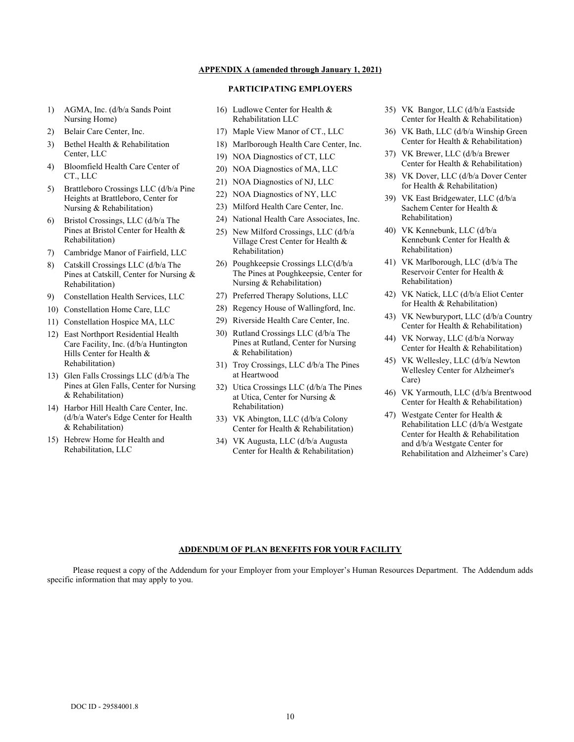**APPENDIX A (amended through January 1, 2021)**

**PARTICIPATING EMPLOYERS**

1) AGMA, Inc. (d/b/a Sands Point Nursing Home)
2) Belair Care Center, Inc.
3) Bethel Health & Rehabilitation Center, LLC
4) Bloomfield Health Care Center of CT., LLC
5) Brattleboro Crossings LLC (d/b/a Pine Heights at Brattleboro, Center for Nursing & Rehabilitation)
6) Bristol Crossings, LLC (d/b/a The Pines at Bristol Center for Health & Rehabilitation)
7) Cambridge Manor of Fairfield, LLC
8) Catskill Crossings LLC (d/b/a The Pines at Catskill, Center for Nursing & Rehabilitation)
9) Constellation Health Services, LLC
10) Constellation Home Care, LLC
11) Constellation Hospice MA, LLC
12) East Northport Residential Health Care Facility, Inc. (d/b/a Huntington Hills Center for Health & Rehabilitation)
13) Glen Falls Crossings LLC (d/b/a The Pines at Glen Falls, Center for Nursing & Rehabilitation)
14) Harbor Hill Health Care Center, Inc. (d/b/a Water's Edge Center for Health & Rehabilitation)
15) Hebrew Home for Health and Rehabilitation, LLC
16) Ludlowe Center for Health & Rehabilitation LLC
17) Maple View Manor of CT., LLC
18) Marlborough Health Care Center, Inc.
19) NOA Diagnostics of CT, LLC
20) NOA Diagnostics of MA, LLC
21) NOA Diagnostics of NJ, LLC
22) NOA Diagnostics of NY, LLC
23) Milford Health Care Center, Inc.
24) National Health Care Associates, Inc.
25) New Milford Crossings, LLC (d/b/a Village Crest Center for Health & Rehabilitation)
26) Poughkeepsie Crossings LLC(d/b/a The Pines at Poughkeepsie, Center for Nursing & Rehabilitation)
27) Preferred Therapy Solutions, LLC
28) Regency House of Wallingford, Inc.
29) Riverside Health Care Center, Inc.
30) Rutland Crossings LLC (d/b/a The Pines at Rutland, Center for Nursing & Rehabilitation)
31) Troy Crossings, LLC d/b/a The Pines at Heartwood
32) Utica Crossings LLC (d/b/a The Pines at Utica, Center for Nursing & Rehabilitation)
33) VK Abington, LLC (d/b/a Colony Center for Health & Rehabilitation)
34) VK Augusta, LLC (d/b/a Augusta Center for Health & Rehabilitation)
35) VK Bangor, LLC (d/b/a Eastside Center for Health & Rehabilitation)
36) VK Bath, LLC (d/b/a Winship Green Center for Health & Rehabilitation)
37) VK Brewer, LLC (d/b/a Brewer Center for Health & Rehabilitation)
38) VK Dover, LLC (d/b/a Dover Center for Health & Rehabilitation)
39) VK East Bridgewater, LLC (d/b/a Sachem Center for Health & Rehabilitation)
40) VK Kennebunk, LLC (d/b/a Kennebunk Center for Health & Rehabilitation)
41) VK Marlborough, LLC (d/b/a The Reservoir Center for Health & Rehabilitation)
42) VK Natick, LLC (d/b/a Eliot Center for Health & Rehabilitation)
43) VK Newburyport, LLC (d/b/a Country Center for Health & Rehabilitation)
44) VK Norway, LLC (d/b/a Norway Center for Health & Rehabilitation)
45) VK Wellesley, LLC (d/b/a Newton Wellesley Center for Alzheimer's Care)
46) VK Yarmouth, LLC (d/b/a Brentwood Center for Health & Rehabilitation)
47) Westgate Center for Health & Rehabilitation LLC (d/b/a Westgate Center for Health & Rehabilitation and d/b/a Westgate Center for Rehabilitation and Alzheimer's Care)

**ADDENDUM OF PLAN BENEFITS FOR YOUR FACILITY**

Please request a copy of the Addendum for your Employer from your Employer's Human Resources Department. The Addendum adds specific information that may apply to you.

DOC ID - 29584001.8